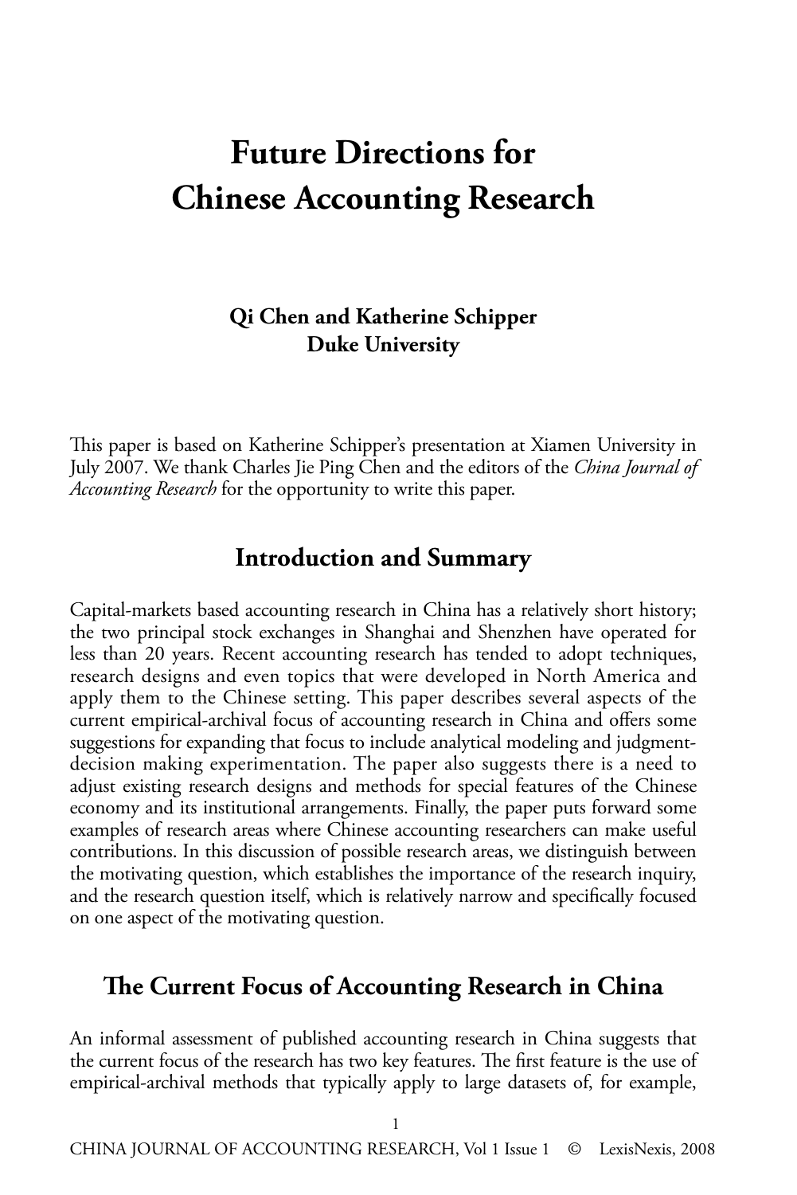# Future Directions for Chinese Accounting Research

**Qi Chen and Katherine Schipper**
**Duke University**

This paper is based on Katherine Schipper's presentation at Xiamen University in July 2007. We thank Charles Jie Ping Chen and the editors of the *China Journal of Accounting Research* for the opportunity to write this paper.

## Introduction and Summary

Capital-markets based accounting research in China has a relatively short history; the two principal stock exchanges in Shanghai and Shenzhen have operated for less than 20 years. Recent accounting research has tended to adopt techniques, research designs and even topics that were developed in North America and apply them to the Chinese setting. This paper describes several aspects of the current empirical-archival focus of accounting research in China and offers some suggestions for expanding that focus to include analytical modeling and judgment-decision making experimentation. The paper also suggests there is a need to adjust existing research designs and methods for special features of the Chinese economy and its institutional arrangements. Finally, the paper puts forward some examples of research areas where Chinese accounting researchers can make useful contributions. In this discussion of possible research areas, we distinguish between the motivating question, which establishes the importance of the research inquiry, and the research question itself, which is relatively narrow and specifically focused on one aspect of the motivating question.

## The Current Focus of Accounting Research in China

An informal assessment of published accounting research in China suggests that the current focus of the research has two key features. The first feature is the use of empirical-archival methods that typically apply to large datasets of, for example,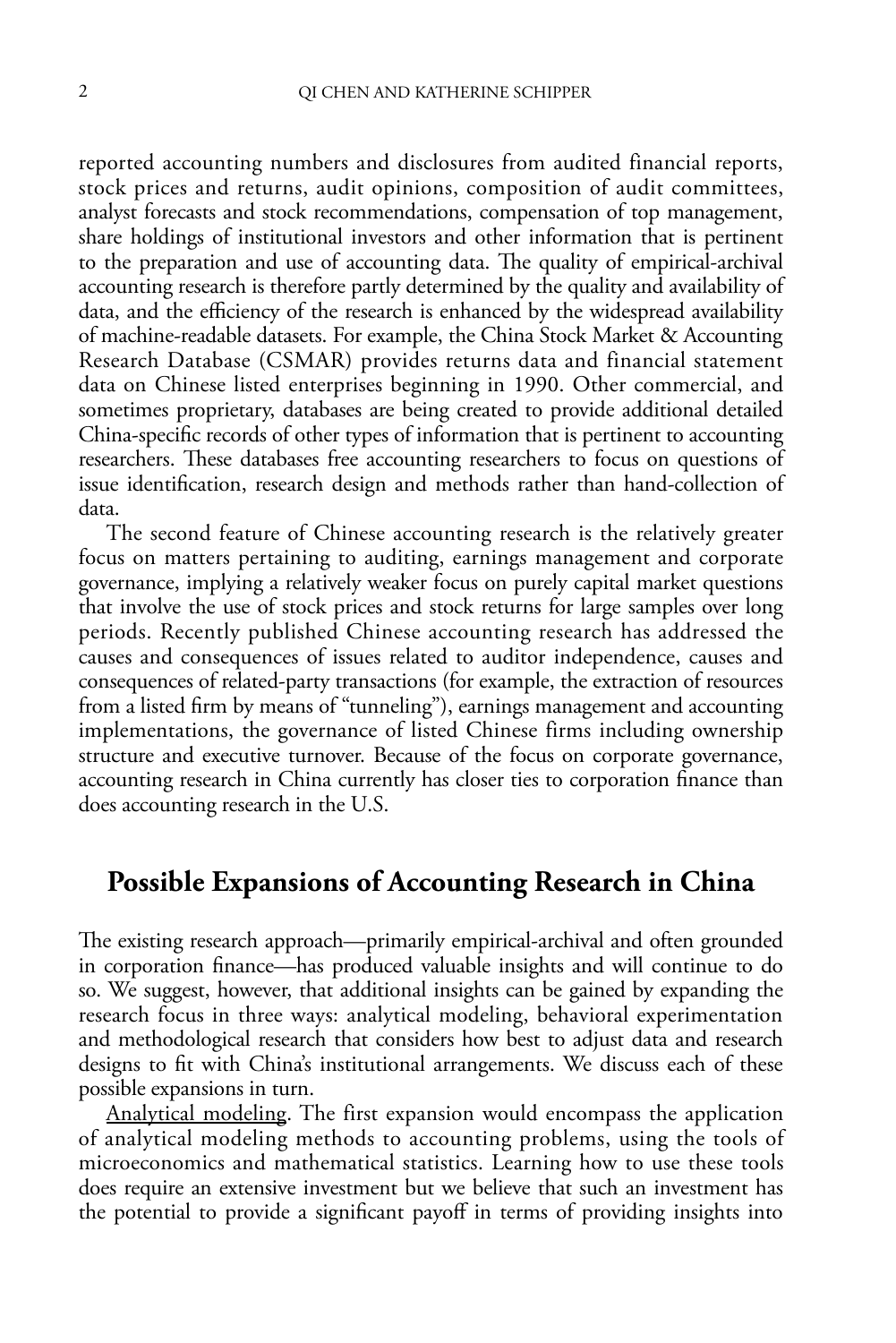reported accounting numbers and disclosures from audited financial reports, stock prices and returns, audit opinions, composition of audit committees, analyst forecasts and stock recommendations, compensation of top management, share holdings of institutional investors and other information that is pertinent to the preparation and use of accounting data. The quality of empirical-archival accounting research is therefore partly determined by the quality and availability of data, and the efficiency of the research is enhanced by the widespread availability of machine-readable datasets. For example, the China Stock Market & Accounting Research Database (CSMAR) provides returns data and financial statement data on Chinese listed enterprises beginning in 1990. Other commercial, and sometimes proprietary, databases are being created to provide additional detailed China-specific records of other types of information that is pertinent to accounting researchers. These databases free accounting researchers to focus on questions of issue identification, research design and methods rather than hand-collection of data.

The second feature of Chinese accounting research is the relatively greater focus on matters pertaining to auditing, earnings management and corporate governance, implying a relatively weaker focus on purely capital market questions that involve the use of stock prices and stock returns for large samples over long periods. Recently published Chinese accounting research has addressed the causes and consequences of issues related to auditor independence, causes and consequences of related-party transactions (for example, the extraction of resources from a listed firm by means of "tunneling"), earnings management and accounting implementations, the governance of listed Chinese firms including ownership structure and executive turnover. Because of the focus on corporate governance, accounting research in China currently has closer ties to corporation finance than does accounting research in the U.S.

## Possible Expansions of Accounting Research in China

The existing research approach—primarily empirical-archival and often grounded in corporation finance—has produced valuable insights and will continue to do so. We suggest, however, that additional insights can be gained by expanding the research focus in three ways: analytical modeling, behavioral experimentation and methodological research that considers how best to adjust data and research designs to fit with China's institutional arrangements. We discuss each of these possible expansions in turn.

<u>Analytical modeling</u>. The first expansion would encompass the application of analytical modeling methods to accounting problems, using the tools of microeconomics and mathematical statistics. Learning how to use these tools does require an extensive investment but we believe that such an investment has the potential to provide a significant payoff in terms of providing insights into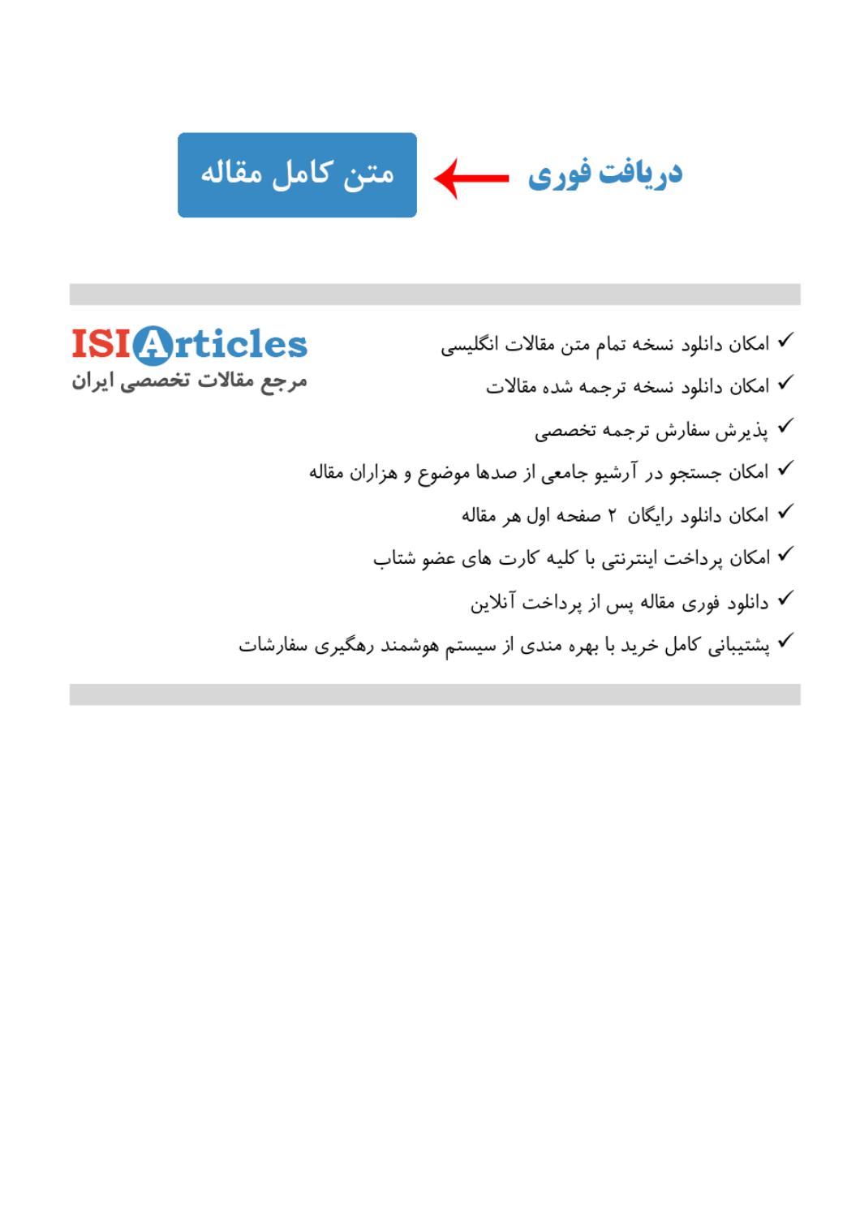دریافت فوری ← متن کامل مقاله

ISIArticles
مرجع مقالات تخصصی ایران

- ✓ امکان دانلود نسخه تمام متن مقالات انگلیسی
- ✓ امکان دانلود نسخه ترجمه شده مقالات
- ✓ پذیرش سفارش ترجمه تخصصی
- ✓ امکان جستجو در آرشیو جامعی از صدها موضوع و هزاران مقاله
- ✓ امکان دانلود رایگان ۲ صفحه اول هر مقاله
- ✓ امکان پرداخت اینترنتی با کلیه کارت های عضو شتاب
- ✓ دانلود فوری مقاله پس از پرداخت آنلاین
- ✓ پشتیبانی کامل خرید با بهره مندی از سیستم هوشمند رهگیری سفارشات